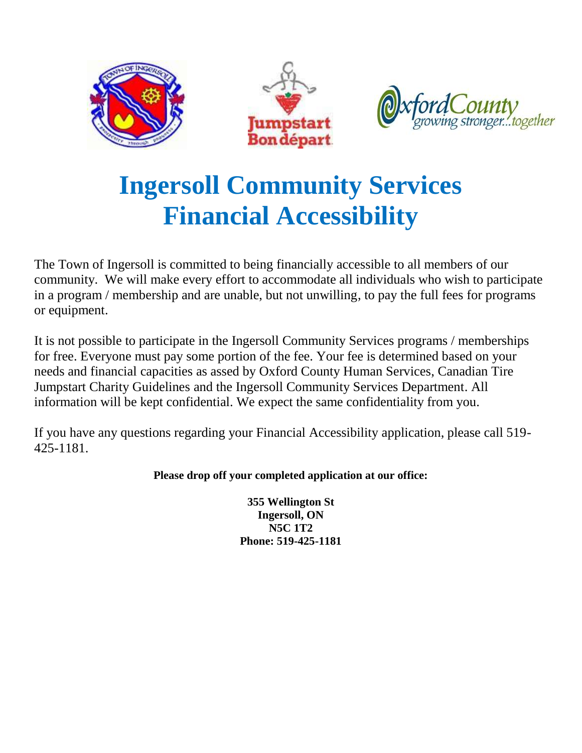# Ingersoll Community Services Financial Accessibility

The Town of Ingersoll is committed to being financially accessible to all members of our community. We will make every effort to accommodate all individuals who wish to participate in a program / membership and are unable, but not unwilling, to pay the full fees for programs or equipment.

It is not possible to participate in the Ingersoll Community Services programs / memberships for free. Everyone must pay some portion of the fee. Your fee is determined based on your needs and financial capacities as assed by Oxford County Human Services, Canadian Tire Jumpstart Charity Guidelines and the Ingersoll Community Services Department. All information will be kept confidential. We expect the same confidentiality from you.

If you have any questions regarding your Financial Accessibility application, please call 519-425-1181.

**Please drop off your completed application at our office:**

**355 Wellington St**
**Ingersoll, ON**
**N5C 1T2**
**Phone: 519-425-1181**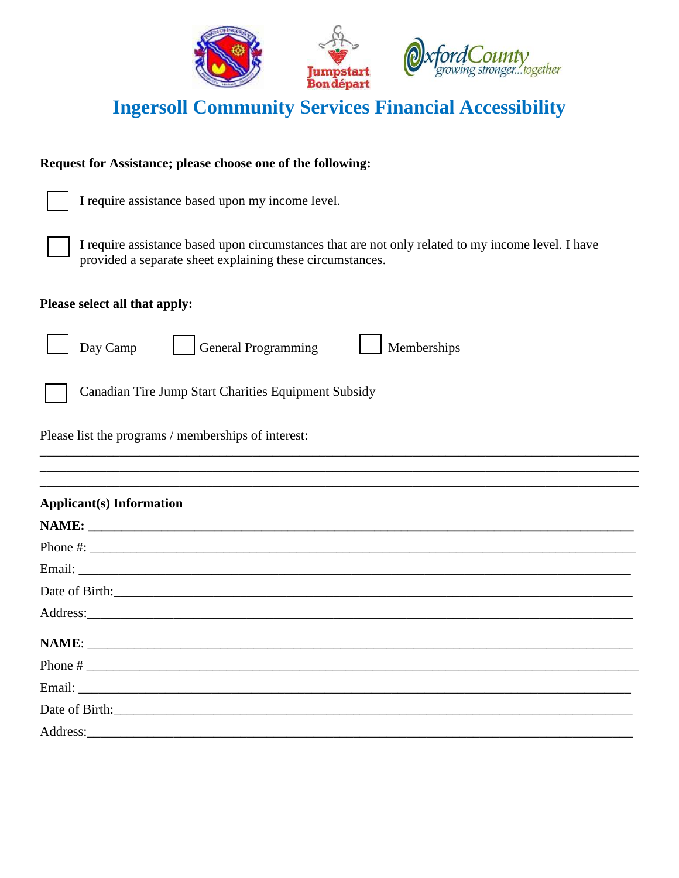# Ingersoll Community Services Financial Accessibility

**Request for Assistance; please choose one of the following:**

☐ I require assistance based upon my income level.

☐ I require assistance based upon circumstances that are not only related to my income level. I have provided a separate sheet explaining these circumstances.

**Please select all that apply:**

☐ Day Camp ☐ General Programming ☐ Memberships

☐ Canadian Tire Jump Start Charities Equipment Subsidy

Please list the programs / memberships of interest:

______________________________________________________________________________________

______________________________________________________________________________________

______________________________________________________________________________________

**Applicant(s) Information**

**NAME:** ______________________________________________________________________

Phone #: ______________________________________________________________________

Email: ________________________________________________________________________

Date of Birth:___________________________________________________________________

Address:_______________________________________________________________________

**NAME**: ______________________________________________________________________

Phone # _______________________________________________________________________

Email: ________________________________________________________________________

Date of Birth:___________________________________________________________________

Address:_______________________________________________________________________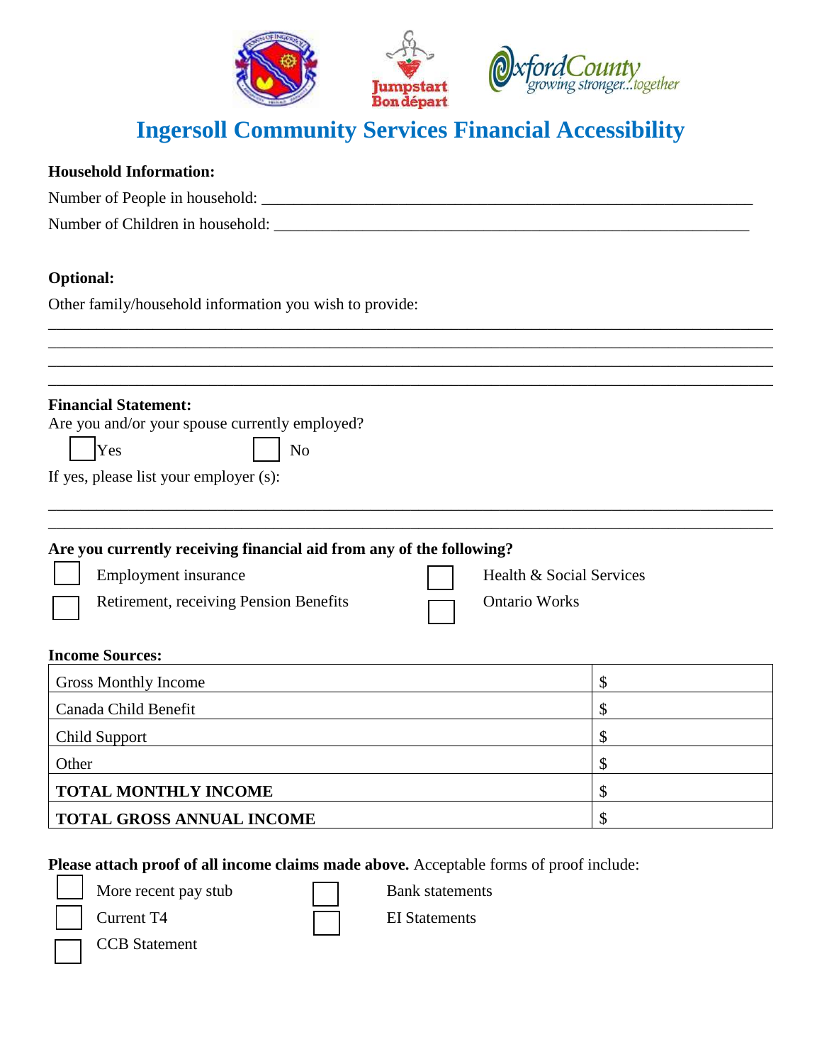# Ingersoll Community Services Financial Accessibility

**Household Information:**

Number of People in household: ___________________________________________________________

Number of Children in household: _________________________________________________________

**Optional:**

Other family/household information you wish to provide:

______________________________________________________________________________________
______________________________________________________________________________________
______________________________________________________________________________________
______________________________________________________________________________________

**Financial Statement:**

Are you and/or your spouse currently employed?

☐ Yes ☐ No

If yes, please list your employer (s):

______________________________________________________________________________________
______________________________________________________________________________________

**Are you currently receiving financial aid from any of the following?**

☐ Employment insurance

☐ Retirement, receiving Pension Benefits

☐ Health & Social Services

☐ Ontario Works

**Income Sources:**

| | |
|---|---|
| Gross Monthly Income | $ |
| Canada Child Benefit | $ |
| Child Support | $ |
| Other | $ |
| **TOTAL MONTHLY INCOME** | $ |
| **TOTAL GROSS ANNUAL INCOME** | $ |

**Please attach proof of all income claims made above.** Acceptable forms of proof include:

☐ More recent pay stub

☐ Current T4

☐ CCB Statement

☐ Bank statements

☐ EI Statements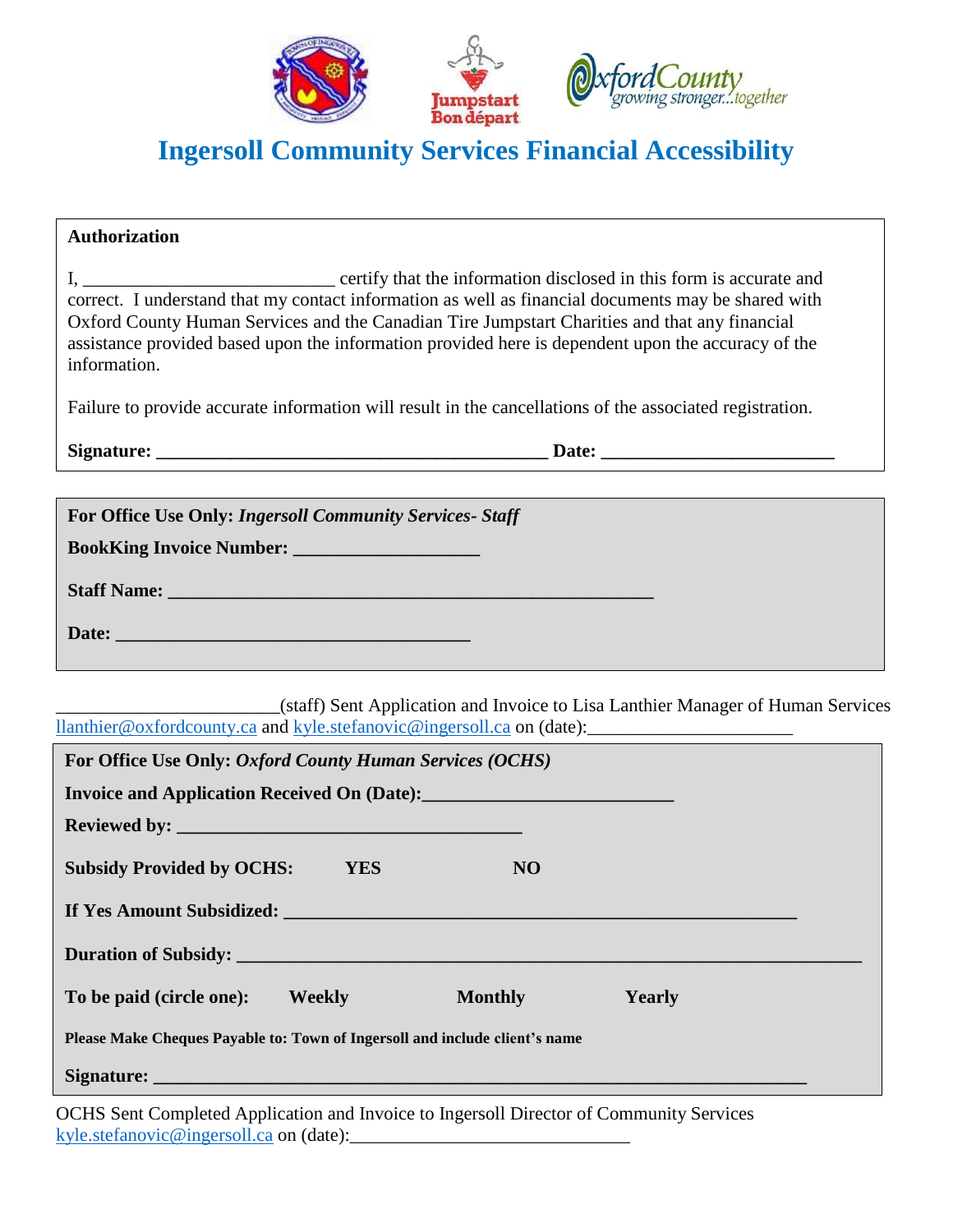# Ingersoll Community Services Financial Accessibility

**Authorization**

I, ___________________________ certify that the information disclosed in this form is accurate and correct. I understand that my contact information as well as financial documents may be shared with Oxford County Human Services and the Canadian Tire Jumpstart Charities and that any financial assistance provided based upon the information provided here is dependent upon the accuracy of the information.

Failure to provide accurate information will result in the cancellations of the associated registration.

**Signature: ___________________________________________ Date: _________________________**

**For Office Use Only:** ***Ingersoll Community Services- Staff***

**BookKing Invoice Number: ___________________**

**Staff Name: _____________________________________________________**

**Date: _______________________________________**

________________________(staff) Sent Application and Invoice to Lisa Lanthier Manager of Human Services llanthier@oxfordcounty.ca and kyle.stefanovic@ingersoll.ca on (date):______________________

**For Office Use Only:** ***Oxford County Human Services (OCHS)***

**Invoice and Application Received On (Date):_________________________**

**Reviewed by: _____________________________________**

**Subsidy Provided by OCHS: YES NO**

**If Yes Amount Subsidized: _______________________________________________________**

**Duration of Subsidy: _____________________________________________________________________**

**To be paid (circle one): Weekly Monthly Yearly**

**Please Make Cheques Payable to: Town of Ingersoll and include client's name**

**Signature: _______________________________________________________________________**

OCHS Sent Completed Application and Invoice to Ingersoll Director of Community Services kyle.stefanovic@ingersoll.ca on (date):______________________________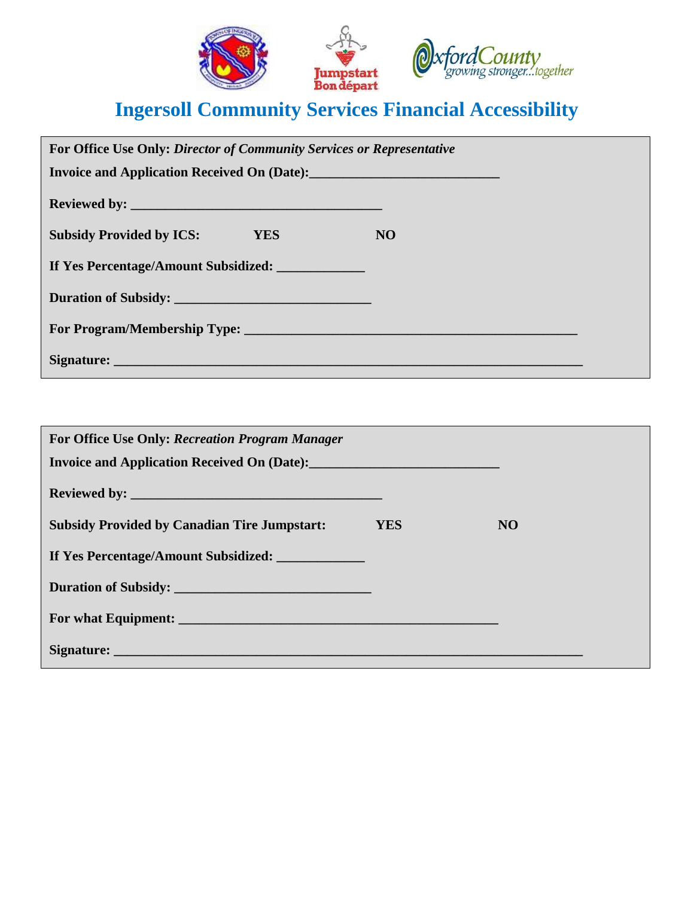# Ingersoll Community Services Financial Accessibility

**For Office Use Only:** ***Director of Community Services or Representative***

**Invoice and Application Received On (Date):**___________________________

**Reviewed by:** ____________________________________

**Subsidy Provided by ICS:** **YES** **NO**

**If Yes Percentage/Amount Subsidized:** ____________

**Duration of Subsidy:** ____________________________

**For Program/Membership Type:** ________________________________________________

**Signature:** ____________________________________________________________________

**For Office Use Only:** ***Recreation Program Manager***

**Invoice and Application Received On (Date):**___________________________

**Reviewed by:** ____________________________________

**Subsidy Provided by Canadian Tire Jumpstart:** **YES** **NO**

**If Yes Percentage/Amount Subsidized:** ____________

**Duration of Subsidy:** ____________________________

**For what Equipment:** ______________________________________________

**Signature:** ____________________________________________________________________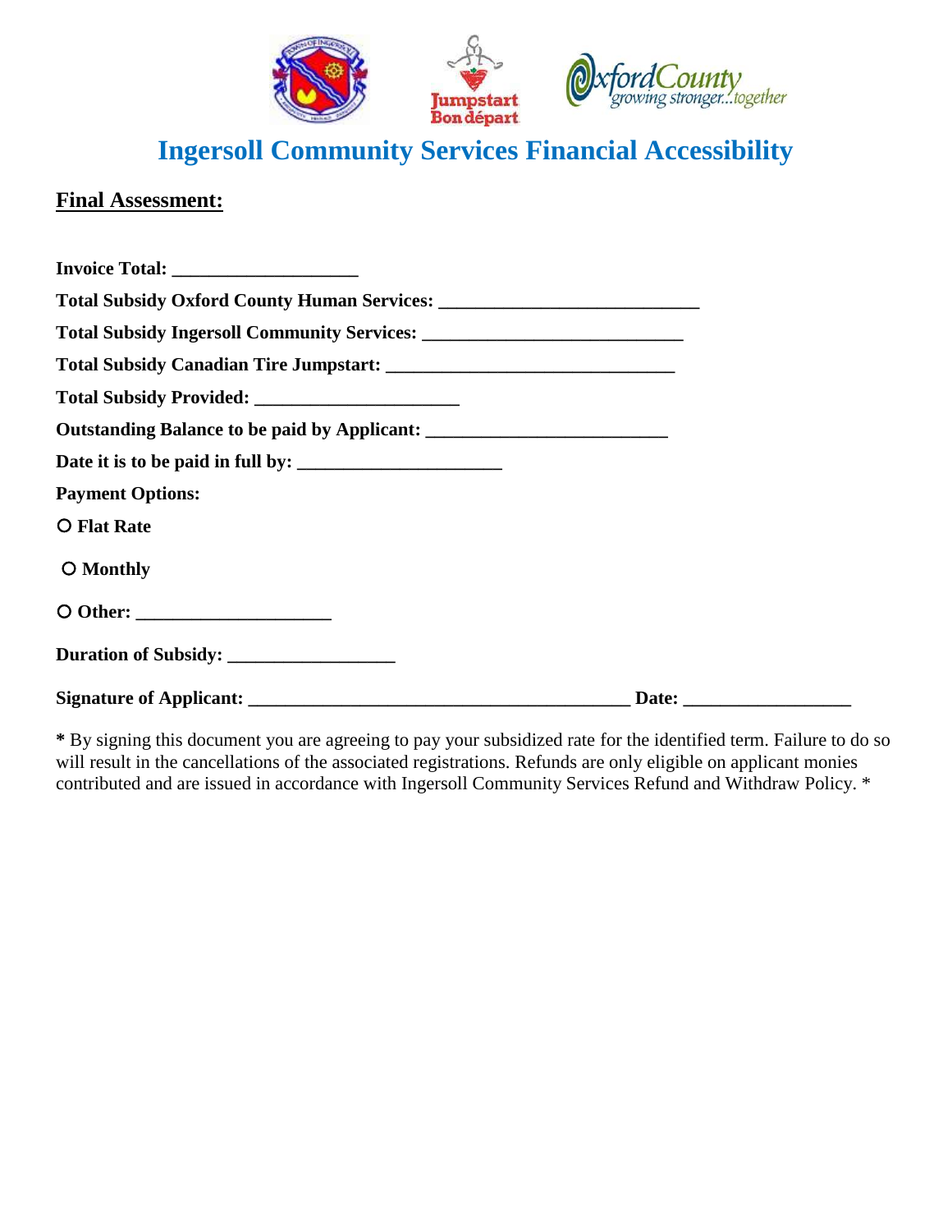# Ingersoll Community Services Financial Accessibility

**Final Assessment:**

**Invoice Total:** ___________________

**Total Subsidy Oxford County Human Services:** ___________________________

**Total Subsidy Ingersoll Community Services:** ___________________________

**Total Subsidy Canadian Tire Jumpstart:** ______________________________

**Total Subsidy Provided:** _____________________

**Outstanding Balance to be paid by Applicant:** _________________________

**Date it is to be paid in full by:** _____________________

**Payment Options:**

○ **Flat Rate**

○ **Monthly**

○ **Other:** ____________________

**Duration of Subsidy:** _________________

**Signature of Applicant:** ________________________________________ **Date:** _________________

**\*** By signing this document you are agreeing to pay your subsidized rate for the identified term. Failure to do so will result in the cancellations of the associated registrations. Refunds are only eligible on applicant monies contributed and are issued in accordance with Ingersoll Community Services Refund and Withdraw Policy. *